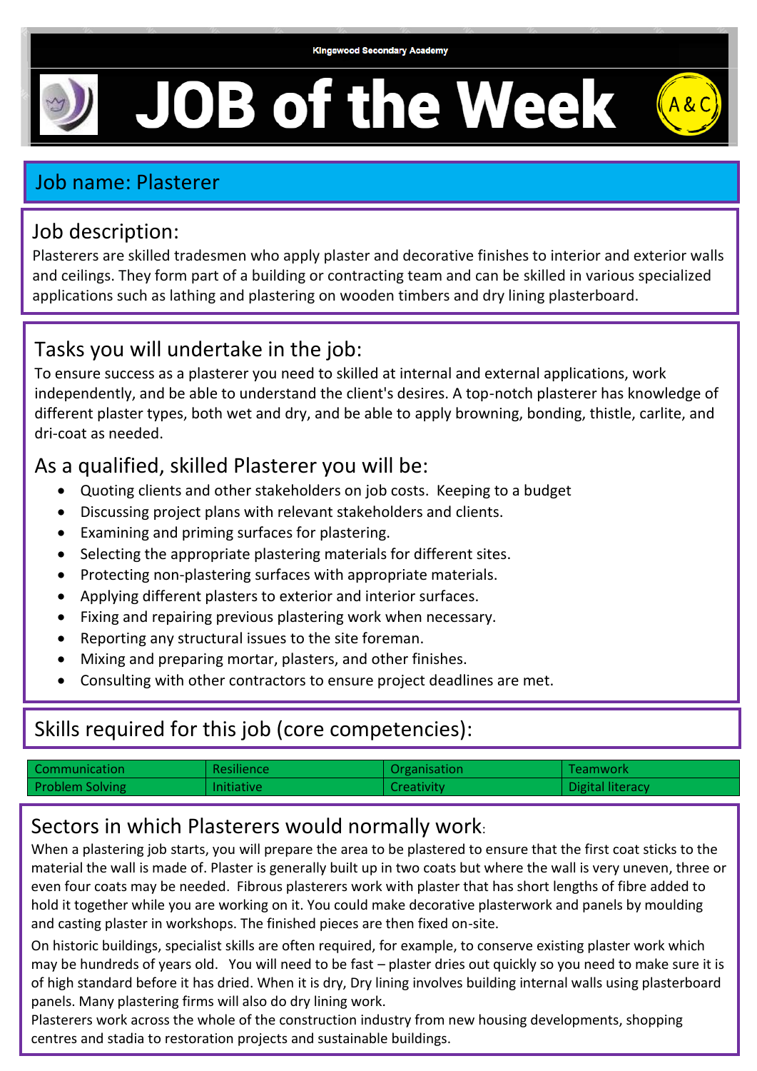Kingswood Secondary Academy

# JOB of the Week

A&C

## Job name: Plasterer

## Job description:

Plasterers are skilled tradesmen who apply plaster and decorative finishes to interior and exterior walls and ceilings. They form part of a building or contracting team and can be skilled in various specialized applications such as lathing and plastering on wooden timbers and dry lining plasterboard.

## Tasks you will undertake in the job:

To ensure success as a plasterer you need to skilled at internal and external applications, work independently, and be able to understand the client's desires. A top-notch plasterer has knowledge of different plaster types, both wet and dry, and be able to apply browning, bonding, thistle, carlite, and dri-coat as needed.

### As a qualified, skilled Plasterer you will be:

- Quoting clients and other stakeholders on job costs. Keeping to a budget
- Discussing project plans with relevant stakeholders and clients.
- Examining and priming surfaces for plastering.
- Selecting the appropriate plastering materials for different sites.
- Protecting non-plastering surfaces with appropriate materials.
- Applying different plasters to exterior and interior surfaces.
- Fixing and repairing previous plastering work when necessary.
- Reporting any structural issues to the site foreman.
- Mixing and preparing mortar, plasters, and other finishes.
- Consulting with other contractors to ensure project deadlines are met.

## Skills required for this job (core competencies):

| Communication | Resilience | Organisation | Teamwork |
|---|---|---|---|
| Problem Solving | Initiative | Creativity | Digital literacy |

## Sectors in which Plasterers would normally work:

When a plastering job starts, you will prepare the area to be plastered to ensure that the first coat sticks to the material the wall is made of. Plaster is generally built up in two coats but where the wall is very uneven, three or even four coats may be needed. Fibrous plasterers work with plaster that has short lengths of fibre added to hold it together while you are working on it. You could make decorative plasterwork and panels by moulding and casting plaster in workshops. The finished pieces are then fixed on-site.

On historic buildings, specialist skills are often required, for example, to conserve existing plaster work which may be hundreds of years old. You will need to be fast – plaster dries out quickly so you need to make sure it is of high standard before it has dried. When it is dry, Dry lining involves building internal walls using plasterboard panels. Many plastering firms will also do dry lining work.

Plasterers work across the whole of the construction industry from new housing developments, shopping centres and stadia to restoration projects and sustainable buildings.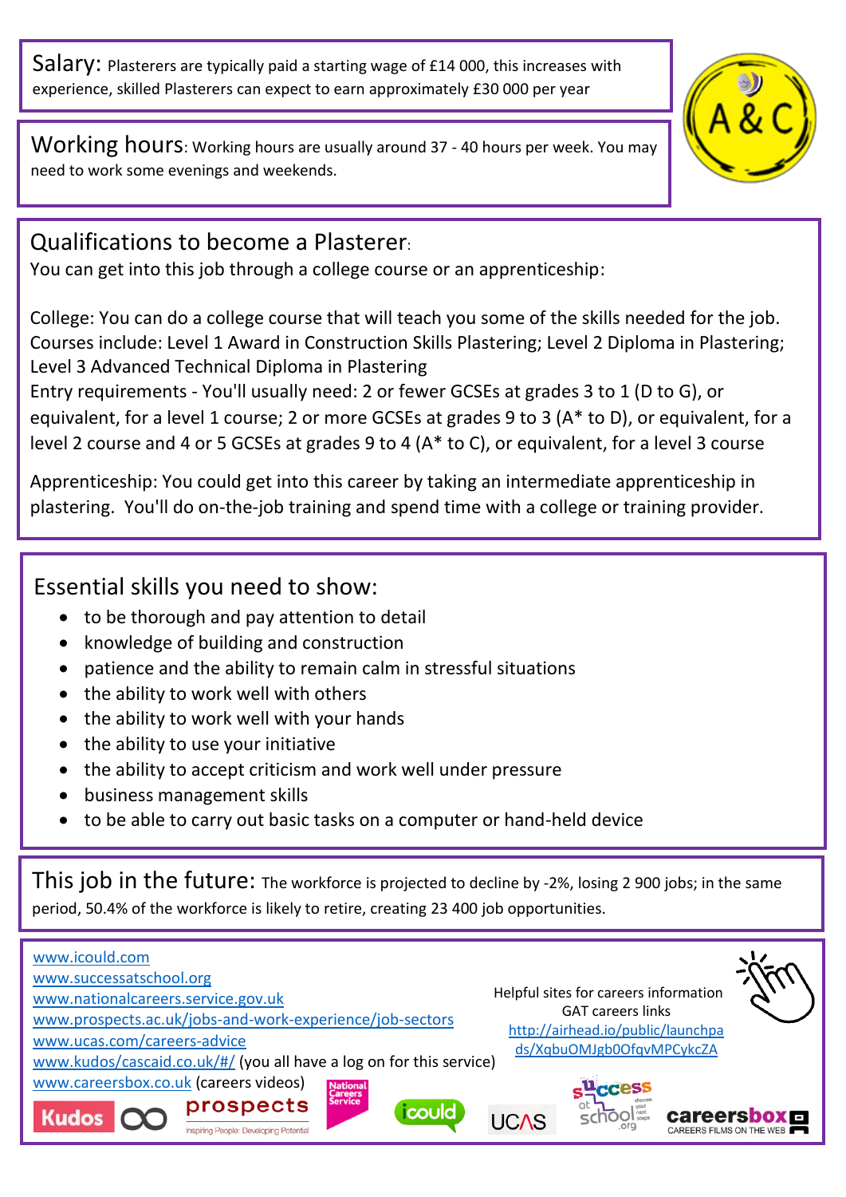**Salary:** Plasterers are typically paid a starting wage of £14 000, this increases with experience, skilled Plasterers can expect to earn approximately £30 000 per year

**Working hours:** Working hours are usually around 37 - 40 hours per week. You may need to work some evenings and weekends.

## Qualifications to become a Plasterer:

You can get into this job through a college course or an apprenticeship:

College: You can do a college course that will teach you some of the skills needed for the job. Courses include: Level 1 Award in Construction Skills Plastering; Level 2 Diploma in Plastering; Level 3 Advanced Technical Diploma in Plastering

Entry requirements - You'll usually need: 2 or fewer GCSEs at grades 3 to 1 (D to G), or equivalent, for a level 1 course; 2 or more GCSEs at grades 9 to 3 (A* to D), or equivalent, for a level 2 course and 4 or 5 GCSEs at grades 9 to 4 (A* to C), or equivalent, for a level 3 course

Apprenticeship: You could get into this career by taking an intermediate apprenticeship in plastering. You'll do on-the-job training and spend time with a college or training provider.

## Essential skills you need to show:

- to be thorough and pay attention to detail
- knowledge of building and construction
- patience and the ability to remain calm in stressful situations
- the ability to work well with others
- the ability to work well with your hands
- the ability to use your initiative
- the ability to accept criticism and work well under pressure
- business management skills
- to be able to carry out basic tasks on a computer or hand-held device

**This job in the future:** The workforce is projected to decline by -2%, losing 2 900 jobs; in the same period, 50.4% of the workforce is likely to retire, creating 23 400 job opportunities.

www.icould.com
www.successatschool.org
www.nationalcareers.service.gov.uk
www.prospects.ac.uk/jobs-and-work-experience/job-sectors
www.ucas.com/careers-advice
www.kudos/cascaid.co.uk/#/ (you all have a log on for this service)
www.careersbox.co.uk (careers videos)

Helpful sites for careers information
GAT careers links
http://airhead.io/public/launchpads/XqbuOMJgb0OfqvMPCykcZA